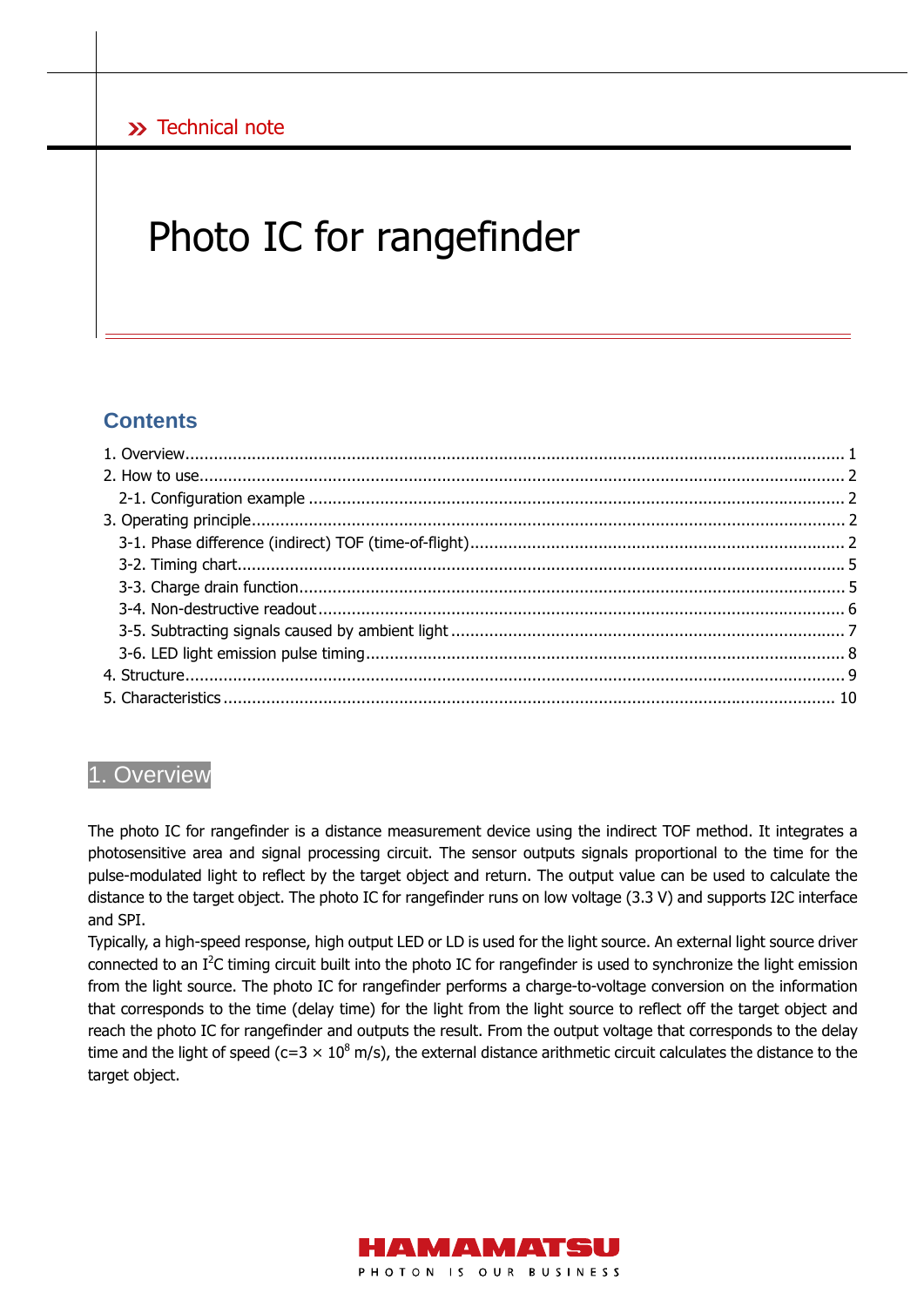Technical note

# Photo IC for rangefinder

## Contents

1. Overview ........ 1
2. How to use ........ 2
   - 2-1. Configuration example ........ 2
3. Operating principle ........ 2
   - 3-1. Phase difference (indirect) TOF (time-of-flight) ........ 2
   - 3-2. Timing chart ........ 5
   - 3-3. Charge drain function ........ 5
   - 3-4. Non-destructive readout ........ 6
   - 3-5. Subtracting signals caused by ambient light ........ 7
   - 3-6. LED light emission pulse timing ........ 8
4. Structure ........ 9
5. Characteristics ........ 10

## 1. Overview

The photo IC for rangefinder is a distance measurement device using the indirect TOF method. It integrates a photosensitive area and signal processing circuit. The sensor outputs signals proportional to the time for the pulse-modulated light to reflect by the target object and return. The output value can be used to calculate the distance to the target object. The photo IC for rangefinder runs on low voltage (3.3 V) and supports I2C interface and SPI.

Typically, a high-speed response, high output LED or LD is used for the light source. An external light source driver connected to an $I^2C$ timing circuit built into the photo IC for rangefinder is used to synchronize the light emission from the light source. The photo IC for rangefinder performs a charge-to-voltage conversion on the information that corresponds to the time (delay time) for the light from the light source to reflect off the target object and reach the photo IC for rangefinder and outputs the result. From the output voltage that corresponds to the delay time and the light of speed ($c=3 \times 10^8$ m/s), the external distance arithmetic circuit calculates the distance to the target object.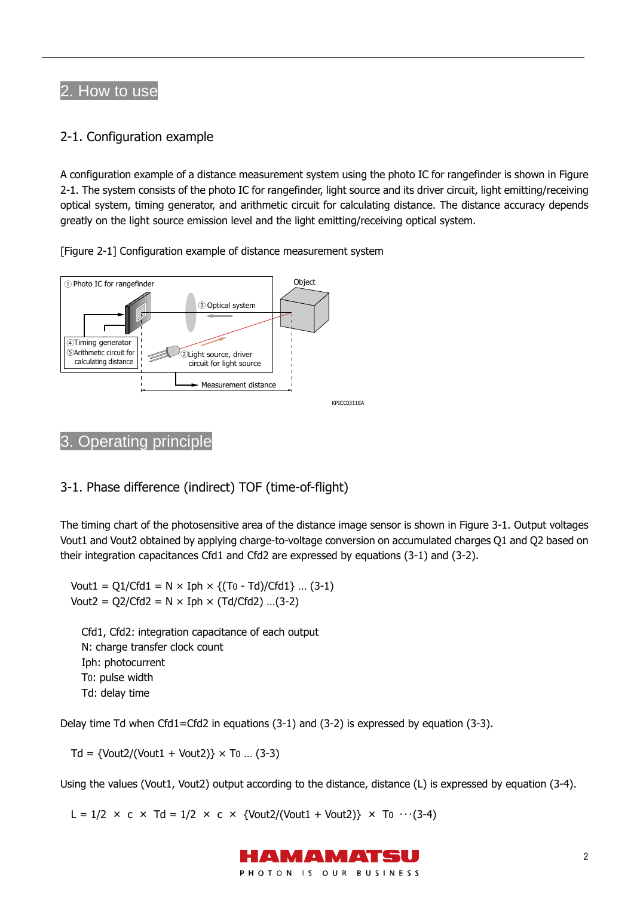## 2. How to use

### 2-1. Configuration example

A configuration example of a distance measurement system using the photo IC for rangefinder is shown in Figure 2-1. The system consists of the photo IC for rangefinder, light source and its driver circuit, light emitting/receiving optical system, timing generator, and arithmetic circuit for calculating distance. The distance accuracy depends greatly on the light source emission level and the light emitting/receiving optical system.

[Figure 2-1] Configuration example of distance measurement system

## 3. Operating principle

### 3-1. Phase difference (indirect) TOF (time-of-flight)

The timing chart of the photosensitive area of the distance image sensor is shown in Figure 3-1. Output voltages Vout1 and Vout2 obtained by applying charge-to-voltage conversion on accumulated charges Q1 and Q2 based on their integration capacitances Cfd1 and Cfd2 are expressed by equations (3-1) and (3-2).

$$Vout1 = Q1/Cfd1 = N \times Iph \times \{(T_0 - Td)/Cfd1\} \quad \dots (3\text{-}1)$$

$$Vout2 = Q2/Cfd2 = N \times Iph \times (Td/Cfd2) \quad \dots (3\text{-}2)$$

Cfd1, Cfd2: integration capacitance of each output
N: charge transfer clock count
Iph: photocurrent
$T_0$: pulse width
Td: delay time

Delay time Td when Cfd1=Cfd2 in equations (3-1) and (3-2) is expressed by equation (3-3).

$$Td = \{Vout2/(Vout1 + Vout2)\} \times T_0 \quad \dots (3\text{-}3)$$

Using the values (Vout1, Vout2) output according to the distance, distance (L) is expressed by equation (3-4).

$$L = 1/2 \times c \times Td = 1/2 \times c \times \{Vout2/(Vout1 + Vout2)\} \times T_0 \quad \cdots (3\text{-}4)$$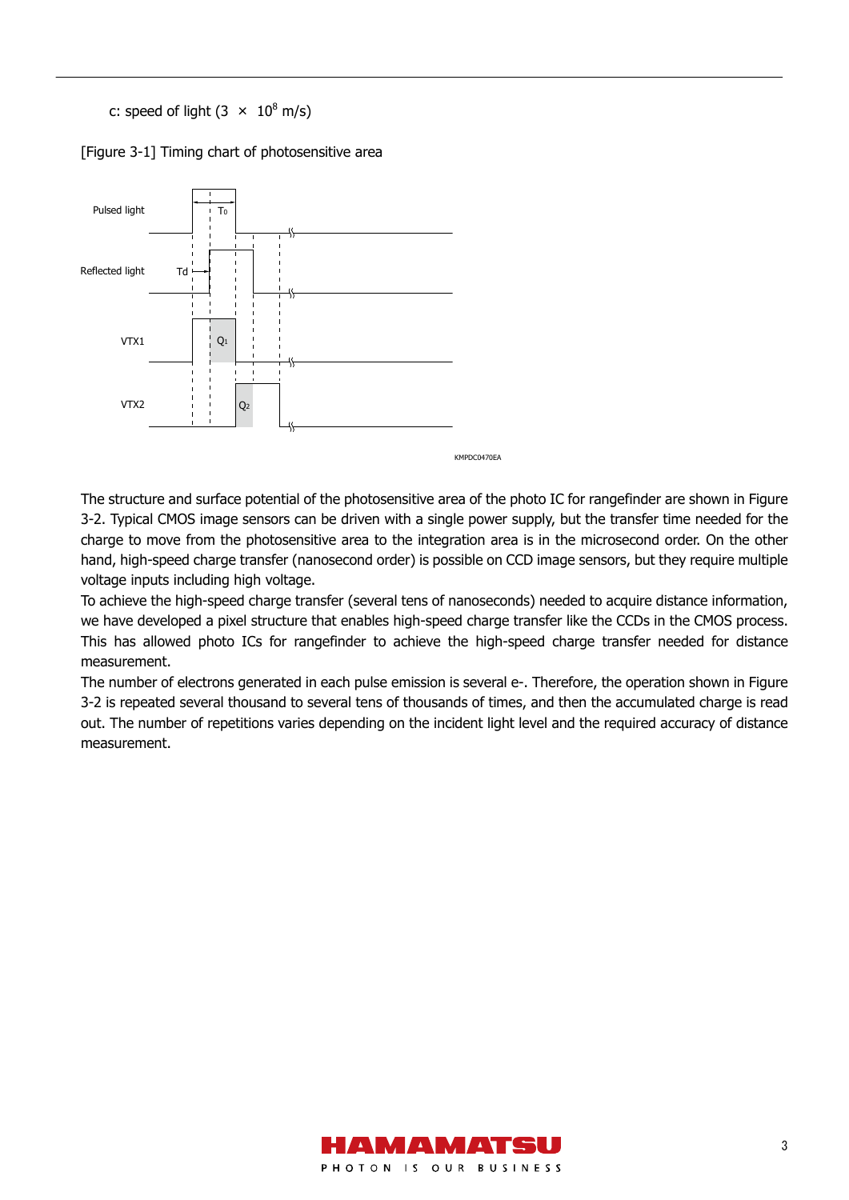c: speed of light ($3 \times 10^8$ m/s)

[Figure 3-1] Timing chart of photosensitive area

The structure and surface potential of the photosensitive area of the photo IC for rangefinder are shown in Figure 3-2. Typical CMOS image sensors can be driven with a single power supply, but the transfer time needed for the charge to move from the photosensitive area to the integration area is in the microsecond order. On the other hand, high-speed charge transfer (nanosecond order) is possible on CCD image sensors, but they require multiple voltage inputs including high voltage.

To achieve the high-speed charge transfer (several tens of nanoseconds) needed to acquire distance information, we have developed a pixel structure that enables high-speed charge transfer like the CCDs in the CMOS process. This has allowed photo ICs for rangefinder to achieve the high-speed charge transfer needed for distance measurement.

The number of electrons generated in each pulse emission is several e-. Therefore, the operation shown in Figure 3-2 is repeated several thousand to several tens of thousands of times, and then the accumulated charge is read out. The number of repetitions varies depending on the incident light level and the required accuracy of distance measurement.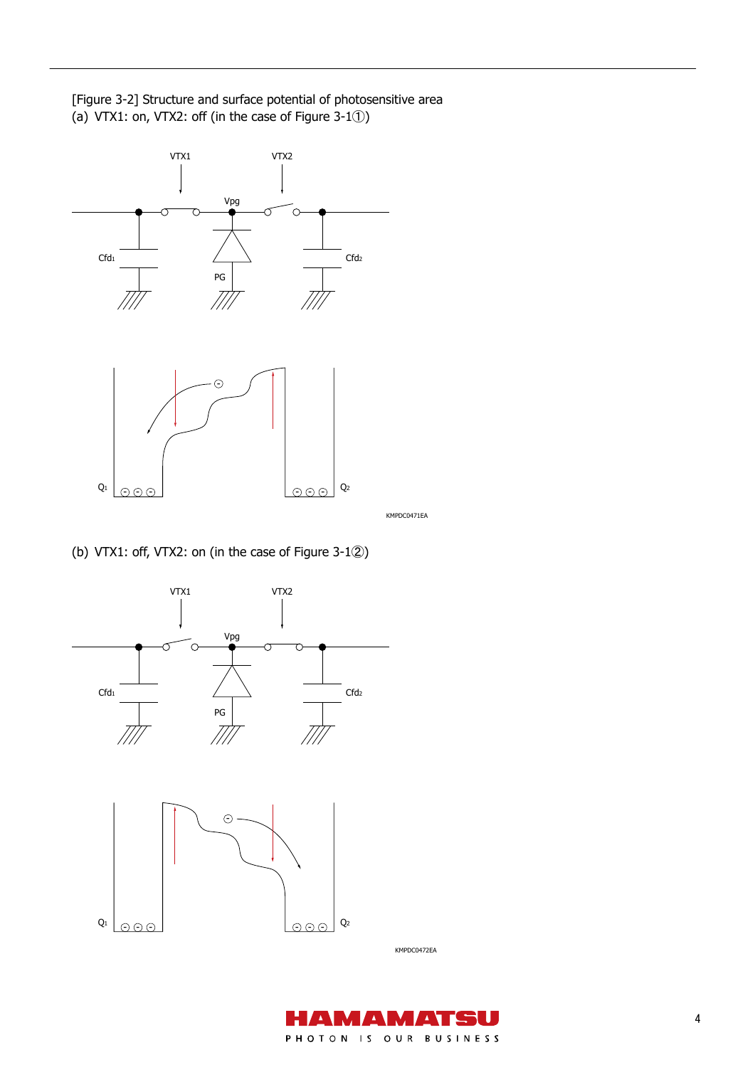[Figure 3-2] Structure and surface potential of photosensitive area

(a) VTX1: on, VTX2: off (in the case of Figure 3-1①)

VTX1 VTX2

Vpg

$C_{fd1}$ $C_{fd2}$

PG

$Q_1$ $Q_2$

KMPDC0471EA

(b) VTX1: off, VTX2: on (in the case of Figure 3-1②)

VTX1 VTX2

Vpg

$C_{fd1}$ $C_{fd2}$

PG

$Q_1$ $Q_2$

KMPDC0472EA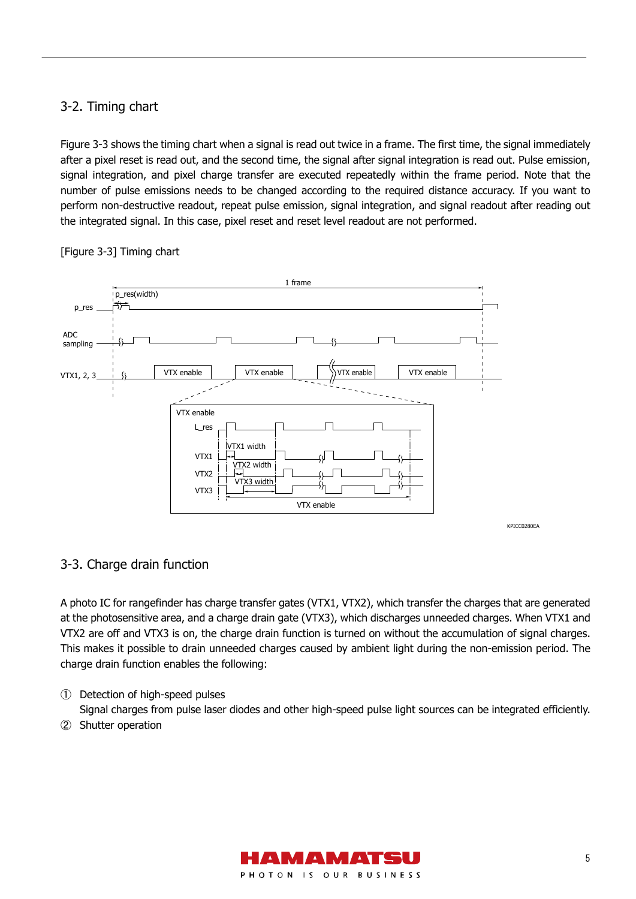## 3-2. Timing chart

Figure 3-3 shows the timing chart when a signal is read out twice in a frame. The first time, the signal immediately after a pixel reset is read out, and the second time, the signal after signal integration is read out. Pulse emission, signal integration, and pixel charge transfer are executed repeatedly within the frame period. Note that the number of pulse emissions needs to be changed according to the required distance accuracy. If you want to perform non-destructive readout, repeat pulse emission, signal integration, and signal readout after reading out the integrated signal. In this case, pixel reset and reset level readout are not performed.

[Figure 3-3] Timing chart

## 3-3. Charge drain function

A photo IC for rangefinder has charge transfer gates (VTX1, VTX2), which transfer the charges that are generated at the photosensitive area, and a charge drain gate (VTX3), which discharges unneeded charges. When VTX1 and VTX2 are off and VTX3 is on, the charge drain function is turned on without the accumulation of signal charges. This makes it possible to drain unneeded charges caused by ambient light during the non-emission period. The charge drain function enables the following:

① Detection of high-speed pulses
  Signal charges from pulse laser diodes and other high-speed pulse light sources can be integrated efficiently.

② Shutter operation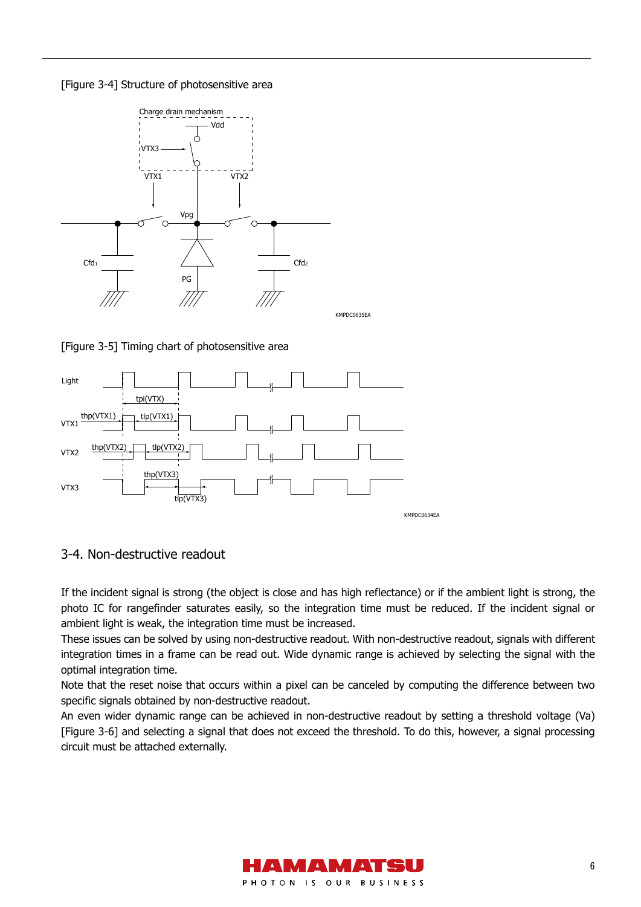[Figure 3-4] Structure of photosensitive area

[Figure 3-5] Timing chart of photosensitive area

## 3-4. Non-destructive readout

If the incident signal is strong (the object is close and has high reflectance) or if the ambient light is strong, the photo IC for rangefinder saturates easily, so the integration time must be reduced. If the incident signal or ambient light is weak, the integration time must be increased.

These issues can be solved by using non-destructive readout. With non-destructive readout, signals with different integration times in a frame can be read out. Wide dynamic range is achieved by selecting the signal with the optimal integration time.

Note that the reset noise that occurs within a pixel can be canceled by computing the difference between two specific signals obtained by non-destructive readout.

An even wider dynamic range can be achieved in non-destructive readout by setting a threshold voltage (Va) [Figure 3-6] and selecting a signal that does not exceed the threshold. To do this, however, a signal processing circuit must be attached externally.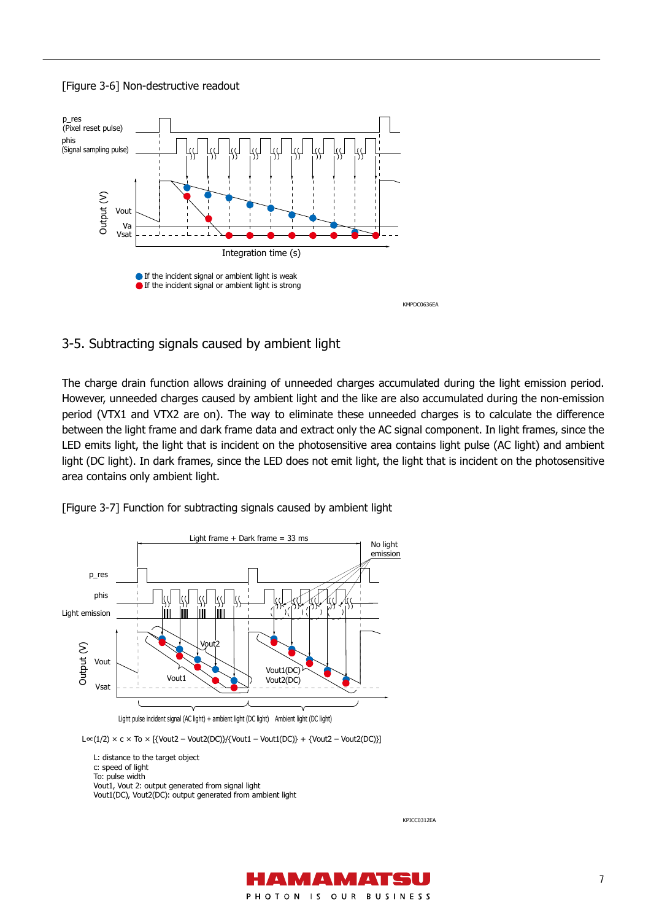[Figure 3-6] Non-destructive readout

p_res
(Pixel reset pulse)

phis
(Signal sampling pulse)

Output (V)

Vout

Va

Vsat

Integration time (s)

● If the incident signal or ambient light is weak
● If the incident signal or ambient light is strong

KMPDC0636EA

## 3-5. Subtracting signals caused by ambient light

The charge drain function allows draining of unneeded charges accumulated during the light emission period. However, unneeded charges caused by ambient light and the like are also accumulated during the non-emission period (VTX1 and VTX2 are on). The way to eliminate these unneeded charges is to calculate the difference between the light frame and dark frame data and extract only the AC signal component. In light frames, since the LED emits light, the light that is incident on the photosensitive area contains light pulse (AC light) and ambient light (DC light). In dark frames, since the LED does not emit light, the light that is incident on the photosensitive area contains only ambient light.

[Figure 3-7] Function for subtracting signals caused by ambient light

Light frame + Dark frame = 33 ms

No light emission

p_res

phis

Light emission

Output (V)

Vout

Vsat

Vout2

Vout1

Vout1(DC)

Vout2(DC)

Light pulse incident signal (AC light) + ambient light (DC light)

Ambient light (DC light)

$$L \propto (1/2) \times c \times To \times [\{Vout2 - Vout2(DC)\}/\{Vout1 - Vout1(DC)\} + \{Vout2 - Vout2(DC)\}]$$

L: distance to the target object
c: speed of light
To: pulse width
Vout1, Vout 2: output generated from signal light
Vout1(DC), Vout2(DC): output generated from ambient light

KPICC0312EA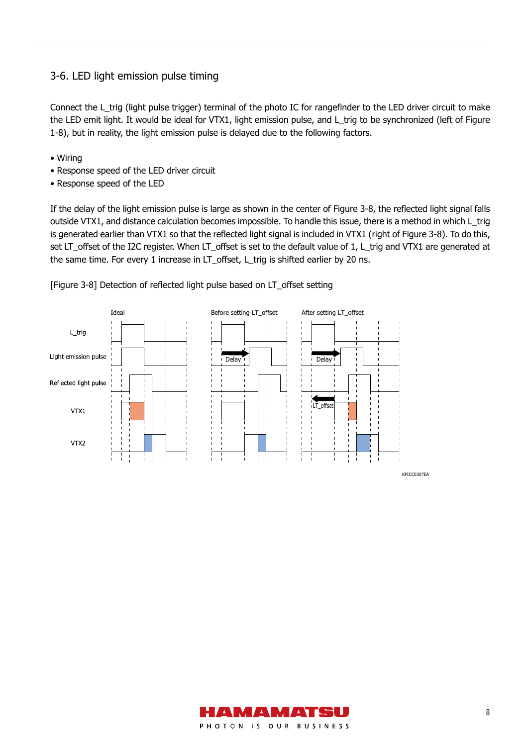## 3-6. LED light emission pulse timing

Connect the L_trig (light pulse trigger) terminal of the photo IC for rangefinder to the LED driver circuit to make the LED emit light. It would be ideal for VTX1, light emission pulse, and L_trig to be synchronized (left of Figure 1-8), but in reality, the light emission pulse is delayed due to the following factors.

- Wiring
- Response speed of the LED driver circuit
- Response speed of the LED

If the delay of the light emission pulse is large as shown in the center of Figure 3-8, the reflected light signal falls outside VTX1, and distance calculation becomes impossible. To handle this issue, there is a method in which L_trig is generated earlier than VTX1 so that the reflected light signal is included in VTX1 (right of Figure 3-8). To do this, set LT_offset of the I2C register. When LT_offset is set to the default value of 1, L_trig and VTX1 are generated at the same time. For every 1 increase in LT_offset, L_trig is shifted earlier by 20 ns.

[Figure 3-8] Detection of reflected light pulse based on LT_offset setting

KPICC0307EA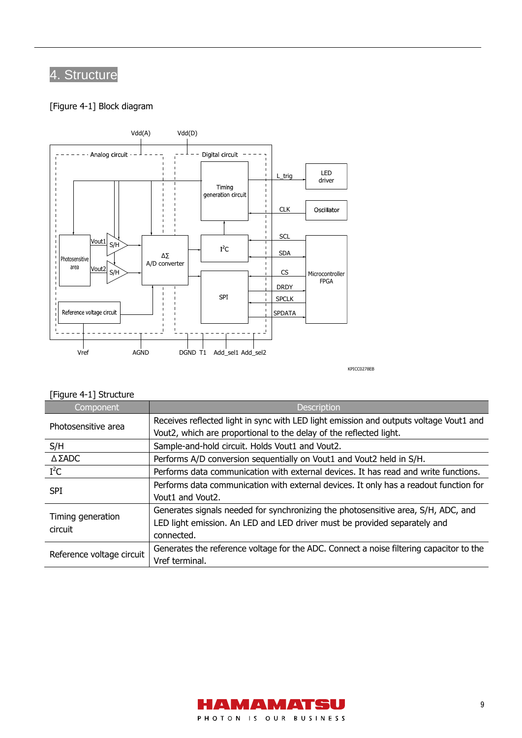# 4. Structure

[Figure 4-1] Block diagram

[Figure 4-1] Structure

| Component | Description |
|---|---|
| Photosensitive area | Receives reflected light in sync with LED light emission and outputs voltage Vout1 and Vout2, which are proportional to the delay of the reflected light. |
| S/H | Sample-and-hold circuit. Holds Vout1 and Vout2. |
| ΔΣADC | Performs A/D conversion sequentially on Vout1 and Vout2 held in S/H. |
| $I^2C$ | Performs data communication with external devices. It has read and write functions. |
| SPI | Performs data communication with external devices. It only has a readout function for Vout1 and Vout2. |
| Timing generation circuit | Generates signals needed for synchronizing the photosensitive area, S/H, ADC, and LED light emission. An LED and LED driver must be provided separately and connected. |
| Reference voltage circuit | Generates the reference voltage for the ADC. Connect a noise filtering capacitor to the Vref terminal. |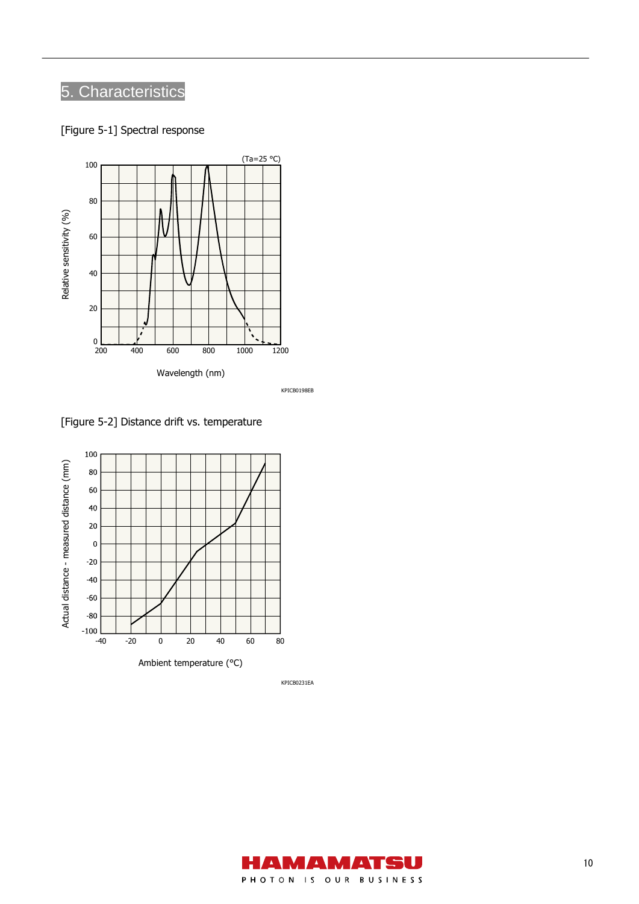## 5. Characteristics

[Figure 5-1] Spectral response

[Figure 5-2] Distance drift vs. temperature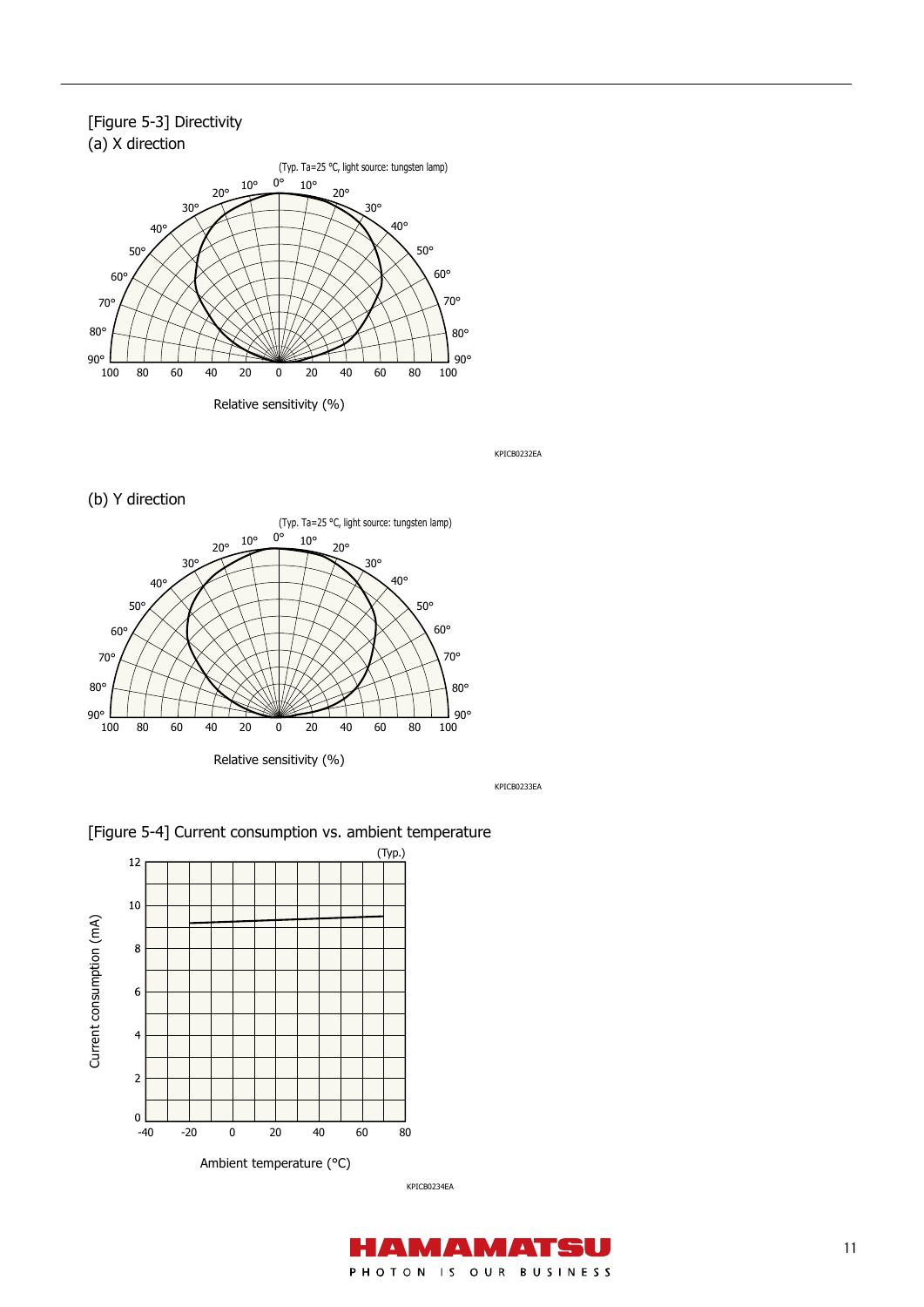[Figure 5-3] Directivity

(a) X direction

(Typ. Ta=25 °C, light source: tungsten lamp)

Relative sensitivity (%)

KPICB0232EA

(b) Y direction

(Typ. Ta=25 °C, light source: tungsten lamp)

Relative sensitivity (%)

KPICB0233EA

[Figure 5-4] Current consumption vs. ambient temperature

(Typ.)

Current consumption (mA)

Ambient temperature (°C)

KPICB0234EA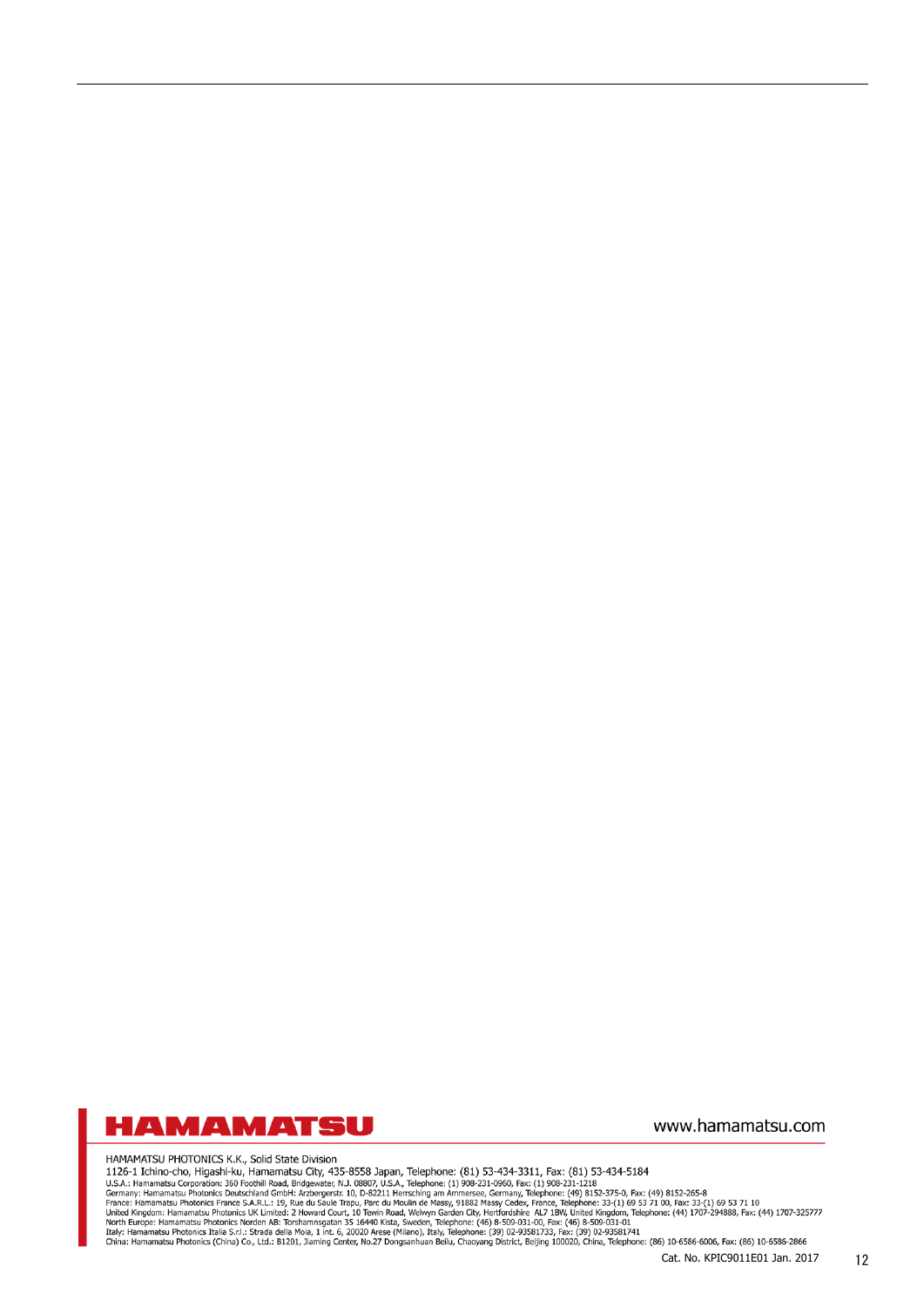**HAMAMATSU**

www.hamamatsu.com

HAMAMATSU PHOTONICS K.K., Solid State Division
1126-1 Ichino-cho, Higashi-ku, Hamamatsu City, 435-8558 Japan, Telephone: (81) 53-434-3311, Fax: (81) 53-434-5184
U.S.A.: Hamamatsu Corporation: 360 Foothill Road, Bridgewater, N.J. 08807, U.S.A., Telephone: (1) 908-231-0960, Fax: (1) 908-231-1218
Germany: Hamamatsu Photonics Deutschland GmbH: Arzbergerstr. 10, D-82211 Herrsching am Ammersee, Germany, Telephone: (49) 8152-375-0, Fax: (49) 8152-265-8
France: Hamamatsu Photonics France S.A.R.L.: 19, Rue du Saule Trapu, Parc du Moulin de Massy, 91882 Massy Cedex, France, Telephone: 33-(1) 69 53 71 00, Fax: 33-(1) 69 53 71 10
United Kingdom: Hamamatsu Photonics UK Limited: 2 Howard Court, 10 Tewin Road, Welwyn Garden City, Hertfordshire AL7 1BW, United Kingdom, Telephone: (44) 1707-294888, Fax: (44) 1707-325777
North Europe: Hamamatsu Photonics Norden AB: Torshamnsgatan 35 16440 Kista, Sweden, Telephone: (46) 8-509-031-00, Fax: (46) 8-509-031-01
Italy: Hamamatsu Photonics Italia S.r.l.: Strada della Moia, 1 int. 6, 20020 Arese (Milano), Italy, Telephone: (39) 02-93581733, Fax: (39) 02-93581741
China: Hamamatsu Photonics (China) Co., Ltd.: B1201, Jiaming Center, No.27 Dongsanhuan Beilu, Chaoyang District, Beijing 100020, China, Telephone: (86) 10-6586-6006, Fax: (86) 10-6586-2866

Cat. No. KPIC9011E01 Jan. 2017